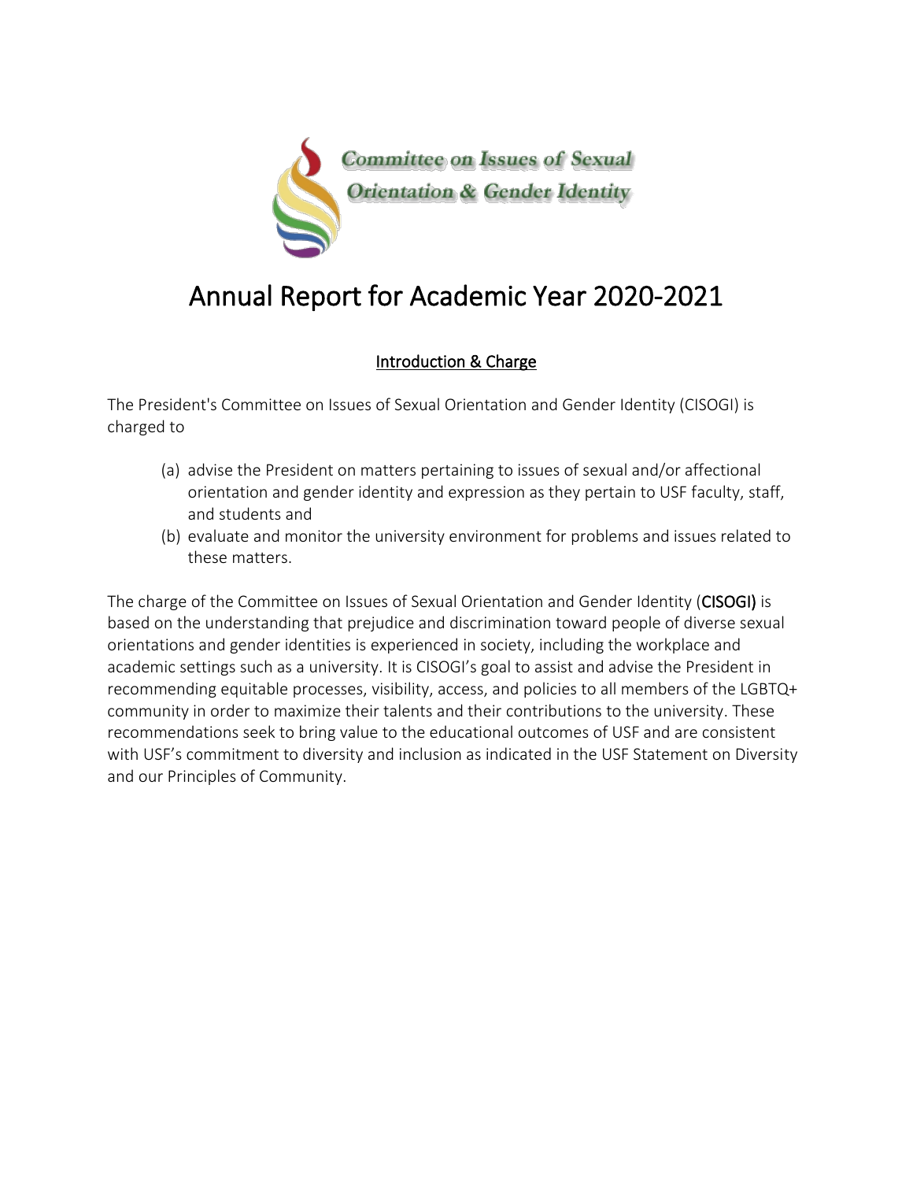Committee on Issues of Sexual Orientation & Gender Identity

# Annual Report for Academic Year 2020-2021

## Introduction & Charge

The President's Committee on Issues of Sexual Orientation and Gender Identity (CISOGI) is charged to

(a) advise the President on matters pertaining to issues of sexual and/or affectional orientation and gender identity and expression as they pertain to USF faculty, staff, and students and

(b) evaluate and monitor the university environment for problems and issues related to these matters.

The charge of the Committee on Issues of Sexual Orientation and Gender Identity (**CISOGI)** is based on the understanding that prejudice and discrimination toward people of diverse sexual orientations and gender identities is experienced in society, including the workplace and academic settings such as a university. It is CISOGI's goal to assist and advise the President in recommending equitable processes, visibility, access, and policies to all members of the LGBTQ+ community in order to maximize their talents and their contributions to the university. These recommendations seek to bring value to the educational outcomes of USF and are consistent with USF's commitment to diversity and inclusion as indicated in the USF Statement on Diversity and our Principles of Community.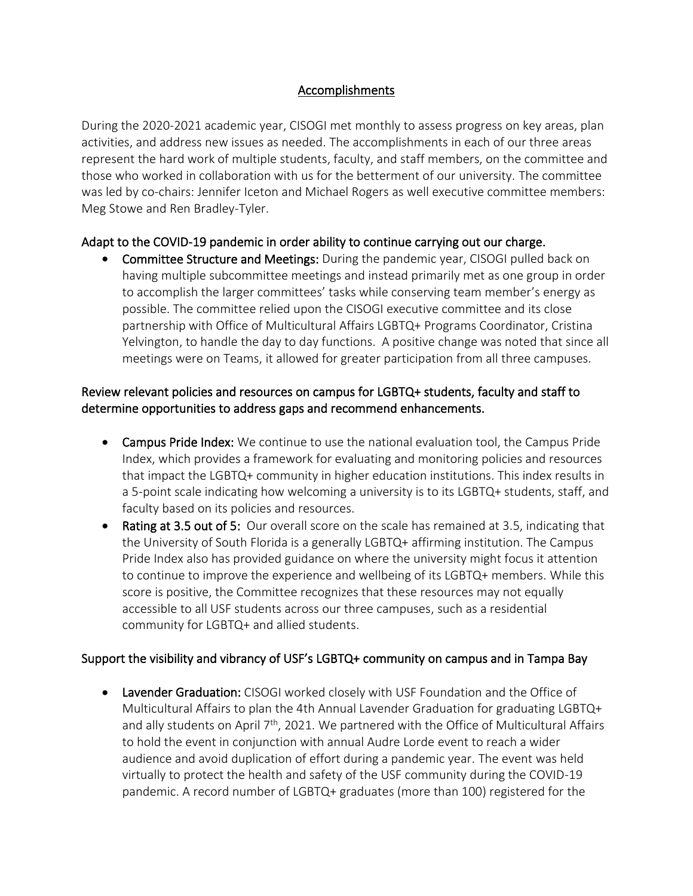## Accomplishments

During the 2020-2021 academic year, CISOGI met monthly to assess progress on key areas, plan activities, and address new issues as needed. The accomplishments in each of our three areas represent the hard work of multiple students, faculty, and staff members, on the committee and those who worked in collaboration with us for the betterment of our university. The committee was led by co-chairs: Jennifer Iceton and Michael Rogers as well executive committee members: Meg Stowe and Ren Bradley-Tyler.

### Adapt to the COVID-19 pandemic in order ability to continue carrying out our charge.

- **Committee Structure and Meetings:** During the pandemic year, CISOGI pulled back on having multiple subcommittee meetings and instead primarily met as one group in order to accomplish the larger committees' tasks while conserving team member's energy as possible. The committee relied upon the CISOGI executive committee and its close partnership with Office of Multicultural Affairs LGBTQ+ Programs Coordinator, Cristina Yelvington, to handle the day to day functions. A positive change was noted that since all meetings were on Teams, it allowed for greater participation from all three campuses.

### Review relevant policies and resources on campus for LGBTQ+ students, faculty and staff to determine opportunities to address gaps and recommend enhancements.

- **Campus Pride Index:** We continue to use the national evaluation tool, the Campus Pride Index, which provides a framework for evaluating and monitoring policies and resources that impact the LGBTQ+ community in higher education institutions. This index results in a 5-point scale indicating how welcoming a university is to its LGBTQ+ students, staff, and faculty based on its policies and resources.
- **Rating at 3.5 out of 5:** Our overall score on the scale has remained at 3.5, indicating that the University of South Florida is a generally LGBTQ+ affirming institution. The Campus Pride Index also has provided guidance on where the university might focus it attention to continue to improve the experience and wellbeing of its LGBTQ+ members. While this score is positive, the Committee recognizes that these resources may not equally accessible to all USF students across our three campuses, such as a residential community for LGBTQ+ and allied students.

### Support the visibility and vibrancy of USF's LGBTQ+ community on campus and in Tampa Bay

- **Lavender Graduation:** CISOGI worked closely with USF Foundation and the Office of Multicultural Affairs to plan the 4th Annual Lavender Graduation for graduating LGBTQ+ and ally students on April 7th, 2021. We partnered with the Office of Multicultural Affairs to hold the event in conjunction with annual Audre Lorde event to reach a wider audience and avoid duplication of effort during a pandemic year. The event was held virtually to protect the health and safety of the USF community during the COVID-19 pandemic. A record number of LGBTQ+ graduates (more than 100) registered for the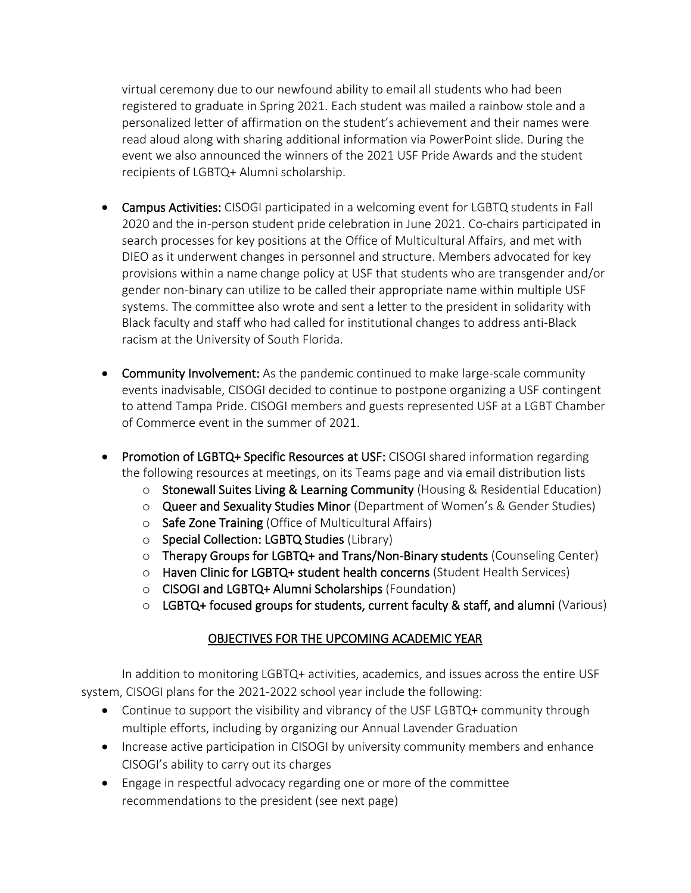virtual ceremony due to our newfound ability to email all students who had been registered to graduate in Spring 2021. Each student was mailed a rainbow stole and a personalized letter of affirmation on the student's achievement and their names were read aloud along with sharing additional information via PowerPoint slide. During the event we also announced the winners of the 2021 USF Pride Awards and the student recipients of LGBTQ+ Alumni scholarship.

- **Campus Activities:** CISOGI participated in a welcoming event for LGBTQ students in Fall 2020 and the in-person student pride celebration in June 2021. Co-chairs participated in search processes for key positions at the Office of Multicultural Affairs, and met with DIEO as it underwent changes in personnel and structure. Members advocated for key provisions within a name change policy at USF that students who are transgender and/or gender non-binary can utilize to be called their appropriate name within multiple USF systems. The committee also wrote and sent a letter to the president in solidarity with Black faculty and staff who had called for institutional changes to address anti-Black racism at the University of South Florida.

- **Community Involvement:** As the pandemic continued to make large-scale community events inadvisable, CISOGI decided to continue to postpone organizing a USF contingent to attend Tampa Pride. CISOGI members and guests represented USF at a LGBT Chamber of Commerce event in the summer of 2021.

- **Promotion of LGBTQ+ Specific Resources at USF:** CISOGI shared information regarding the following resources at meetings, on its Teams page and via email distribution lists
  - **Stonewall Suites Living & Learning Community** (Housing & Residential Education)
  - **Queer and Sexuality Studies Minor** (Department of Women's & Gender Studies)
  - **Safe Zone Training** (Office of Multicultural Affairs)
  - **Special Collection: LGBTQ Studies** (Library)
  - **Therapy Groups for LGBTQ+ and Trans/Non-Binary students** (Counseling Center)
  - **Haven Clinic for LGBTQ+ student health concerns** (Student Health Services)
  - **CISOGI and LGBTQ+ Alumni Scholarships** (Foundation)
  - **LGBTQ+ focused groups for students, current faculty & staff, and alumni** (Various)

## OBJECTIVES FOR THE UPCOMING ACADEMIC YEAR

In addition to monitoring LGBTQ+ activities, academics, and issues across the entire USF system, CISOGI plans for the 2021-2022 school year include the following:

- Continue to support the visibility and vibrancy of the USF LGBTQ+ community through multiple efforts, including by organizing our Annual Lavender Graduation
- Increase active participation in CISOGI by university community members and enhance CISOGI's ability to carry out its charges
- Engage in respectful advocacy regarding one or more of the committee recommendations to the president (see next page)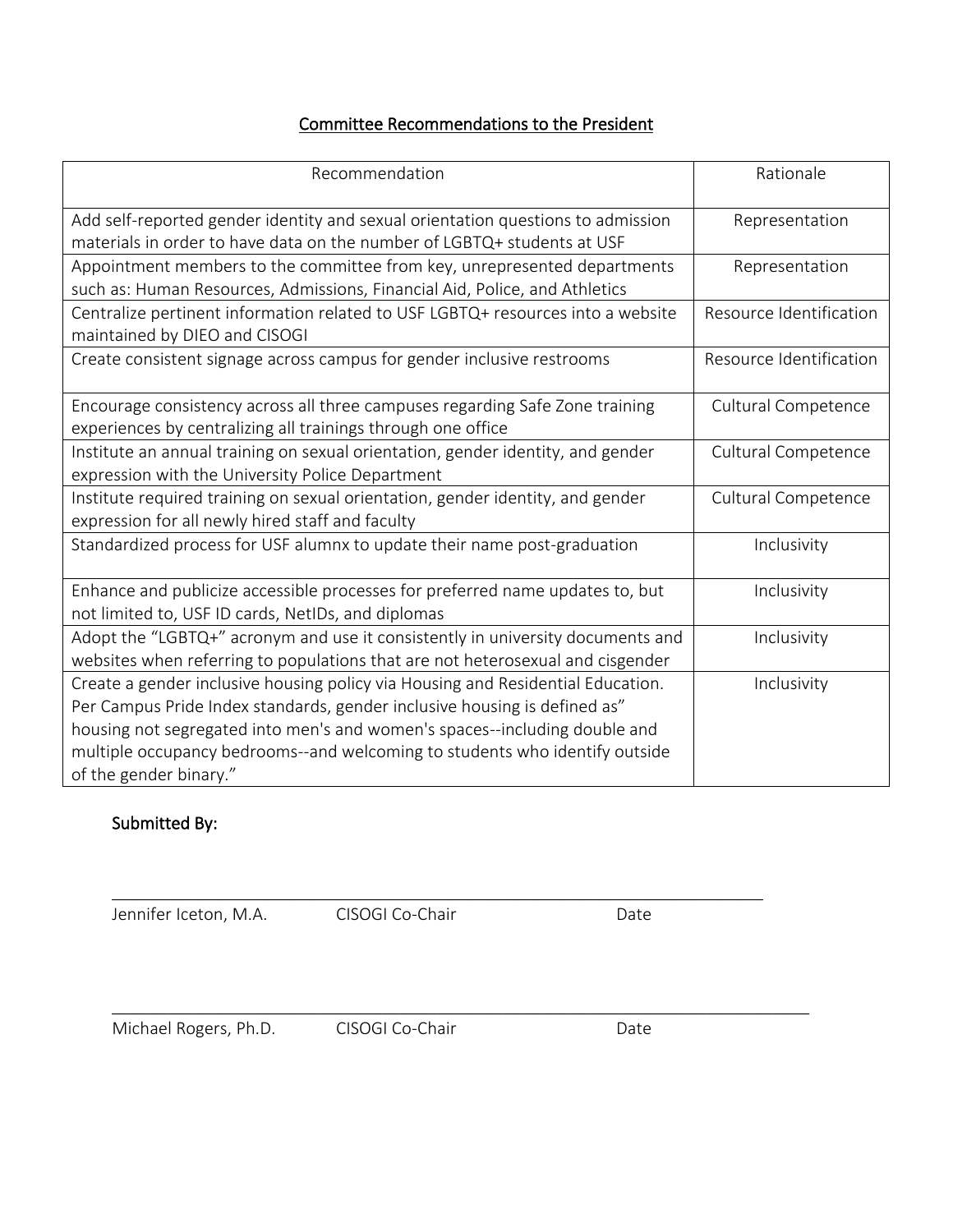## Committee Recommendations to the President

| Recommendation | Rationale |
| --- | --- |
| Add self-reported gender identity and sexual orientation questions to admission materials in order to have data on the number of LGBTQ+ students at USF | Representation |
| Appointment members to the committee from key, unrepresented departments such as: Human Resources, Admissions, Financial Aid, Police, and Athletics | Representation |
| Centralize pertinent information related to USF LGBTQ+ resources into a website maintained by DIEO and CISOGI | Resource Identification |
| Create consistent signage across campus for gender inclusive restrooms | Resource Identification |
| Encourage consistency across all three campuses regarding Safe Zone training experiences by centralizing all trainings through one office | Cultural Competence |
| Institute an annual training on sexual orientation, gender identity, and gender expression with the University Police Department | Cultural Competence |
| Institute required training on sexual orientation, gender identity, and gender expression for all newly hired staff and faculty | Cultural Competence |
| Standardized process for USF alumnx to update their name post-graduation | Inclusivity |
| Enhance and publicize accessible processes for preferred name updates to, but not limited to, USF ID cards, NetIDs, and diplomas | Inclusivity |
| Adopt the "LGBTQ+" acronym and use it consistently in university documents and websites when referring to populations that are not heterosexual and cisgender | Inclusivity |
| Create a gender inclusive housing policy via Housing and Residential Education. Per Campus Pride Index standards, gender inclusive housing is defined as" housing not segregated into men's and women's spaces--including double and multiple occupancy bedrooms--and welcoming to students who identify outside of the gender binary." | Inclusivity |

**Submitted By:**

Jennifer Iceton, M.A. CISOGI Co-Chair Date

Michael Rogers, Ph.D. CISOGI Co-Chair Date